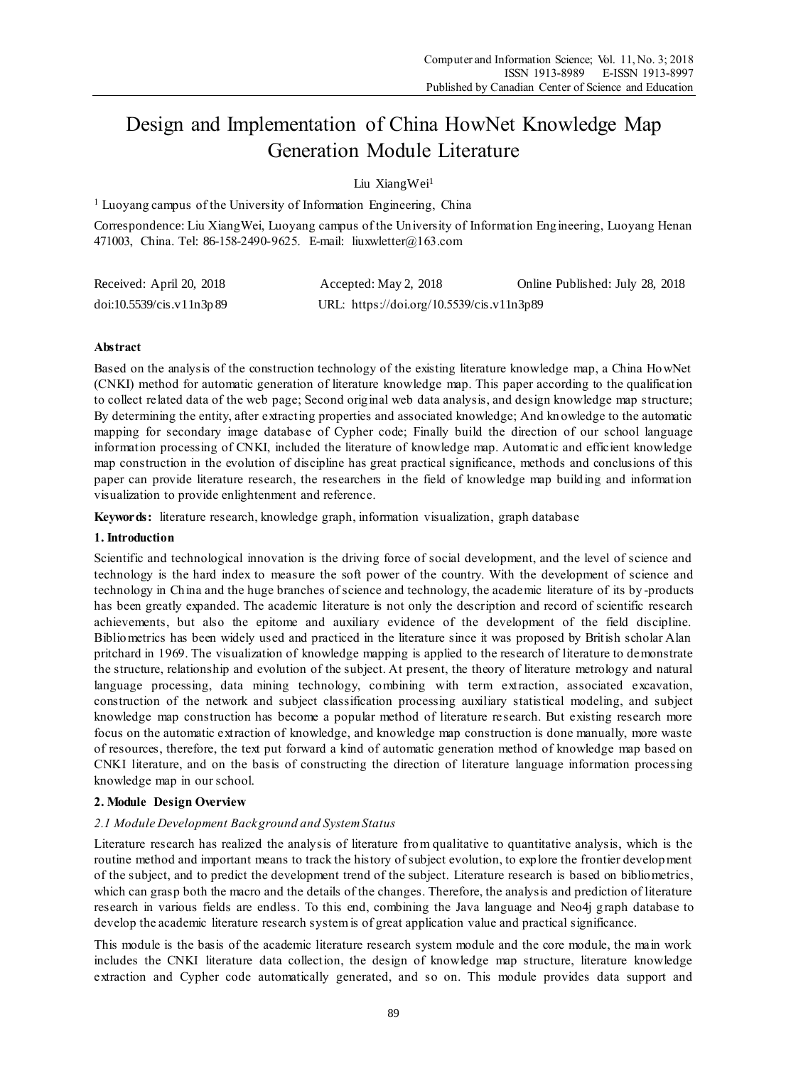# Design and Implementation of China HowNet Knowledge Map Generation Module Literature

Liu XiangWei[1]

[1] Luoyang campus of the University of Information Engineering, China

Correspondence: Liu XiangWei, Luoyang campus of the University of Information Engineering, Luoyang Henan 471003, China. Tel: 86-158-2490-9625. E-mail: liuxwletter@163.com

Received: April 20, 2018 Accepted: May 2, 2018 Online Published: July 28, 2018

doi:10.5539/cis.v11n3p89 URL: https://doi.org/10.5539/cis.v11n3p89

## Abstract

Based on the analysis of the construction technology of the existing literature knowledge map, a China HowNet (CNKI) method for automatic generation of literature knowledge map. This paper according to the qualification to collect related data of the web page; Second original web data analysis, and design knowledge map structure; By determining the entity, after extracting properties and associated knowledge; And knowledge to the automatic mapping for secondary image database of Cypher code; Finally build the direction of our school language information processing of CNKI, included the literature of knowledge map. Automatic and efficient knowledge map construction in the evolution of discipline has great practical significance, methods and conclusions of this paper can provide literature research, the researchers in the field of knowledge map building and information visualization to provide enlightenment and reference.

**Keywords:** literature research, knowledge graph, information visualization, graph database

## 1. Introduction

Scientific and technological innovation is the driving force of social development, and the level of science and technology is the hard index to measure the soft power of the country. With the development of science and technology in China and the huge branches of science and technology, the academic literature of its by-products has been greatly expanded. The academic literature is not only the description and record of scientific research achievements, but also the epitome and auxiliary evidence of the development of the field discipline. Bibliometrics has been widely used and practiced in the literature since it was proposed by British scholar Alan pritchard in 1969. The visualization of knowledge mapping is applied to the research of literature to demonstrate the structure, relationship and evolution of the subject. At present, the theory of literature metrology and natural language processing, data mining technology, combining with term extraction, associated excavation, construction of the network and subject classification processing auxiliary statistical modeling, and subject knowledge map construction has become a popular method of literature research. But existing research more focus on the automatic extraction of knowledge, and knowledge map construction is done manually, more waste of resources, therefore, the text put forward a kind of automatic generation method of knowledge map based on CNKI literature, and on the basis of constructing the direction of literature language information processing knowledge map in our school.

## 2. Module Design Overview

### *2.1 Module Development Background and System Status*

Literature research has realized the analysis of literature from qualitative to quantitative analysis, which is the routine method and important means to track the history of subject evolution, to explore the frontier development of the subject, and to predict the development trend of the subject. Literature research is based on bibliometrics, which can grasp both the macro and the details of the changes. Therefore, the analysis and prediction of literature research in various fields are endless. To this end, combining the Java language and Neo4j graph database to develop the academic literature research system is of great application value and practical significance.

This module is the basis of the academic literature research system module and the core module, the main work includes the CNKI literature data collection, the design of knowledge map structure, literature knowledge extraction and Cypher code automatically generated, and so on. This module provides data support and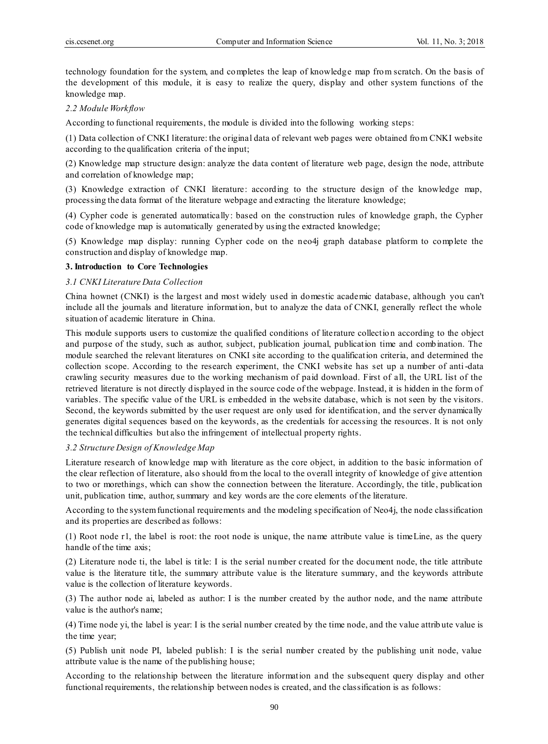technology foundation for the system, and completes the leap of knowledge map from scratch. On the basis of the development of this module, it is easy to realize the query, display and other system functions of the knowledge map.

### *2.2 Module Workflow*

According to functional requirements, the module is divided into the following working steps:

(1) Data collection of CNKI literature: the original data of relevant web pages were obtained from CNKI website according to the qualification criteria of the input;

(2) Knowledge map structure design: analyze the data content of literature web page, design the node, attribute and correlation of knowledge map;

(3) Knowledge extraction of CNKI literature: according to the structure design of the knowledge map, processing the data format of the literature webpage and extracting the literature knowledge;

(4) Cypher code is generated automatically: based on the construction rules of knowledge graph, the Cypher code of knowledge map is automatically generated by using the extracted knowledge;

(5) Knowledge map display: running Cypher code on the neo4j graph database platform to complete the construction and display of knowledge map.

## 3. Introduction to Core Technologies

### *3.1 CNKI Literature Data Collection*

China hownet (CNKI) is the largest and most widely used in domestic academic database, although you can't include all the journals and literature information, but to analyze the data of CNKI, generally reflect the whole situation of academic literature in China.

This module supports users to customize the qualified conditions of literature collection according to the object and purpose of the study, such as author, subject, publication journal, publication time and combination. The module searched the relevant literatures on CNKI site according to the qualification criteria, and determined the collection scope. According to the research experiment, the CNKI website has set up a number of anti-data crawling security measures due to the working mechanism of paid download. First of all, the URL list of the retrieved literature is not directly displayed in the source code of the webpage. Instead, it is hidden in the form of variables. The specific value of the URL is embedded in the website database, which is not seen by the visitors. Second, the keywords submitted by the user request are only used for identification, and the server dynamically generates digital sequences based on the keywords, as the credentials for accessing the resources. It is not only the technical difficulties but also the infringement of intellectual property rights.

### *3.2 Structure Design of Knowledge Map*

Literature research of knowledge map with literature as the core object, in addition to the basic information of the clear reflection of literature, also should from the local to the overall integrity of knowledge of give attention to two or morethings, which can show the connection between the literature. Accordingly, the title, publication unit, publication time, author, summary and key words are the core elements of the literature.

According to the system functional requirements and the modeling specification of Neo4j, the node classification and its properties are described as follows:

(1) Root node r1, the label is root: the root node is unique, the name attribute value is timeLine, as the query handle of the time axis;

(2) Literature node ti, the label is title: I is the serial number created for the document node, the title attribute value is the literature title, the summary attribute value is the literature summary, and the keywords attribute value is the collection of literature keywords.

(3) The author node ai, labeled as author: I is the number created by the author node, and the name attribute value is the author's name;

(4) Time node yi, the label is year: I is the serial number created by the time node, and the value attribute value is the time year;

(5) Publish unit node PI, labeled publish: I is the serial number created by the publishing unit node, value attribute value is the name of the publishing house;

According to the relationship between the literature information and the subsequent query display and other functional requirements, the relationship between nodes is created, and the classification is as follows: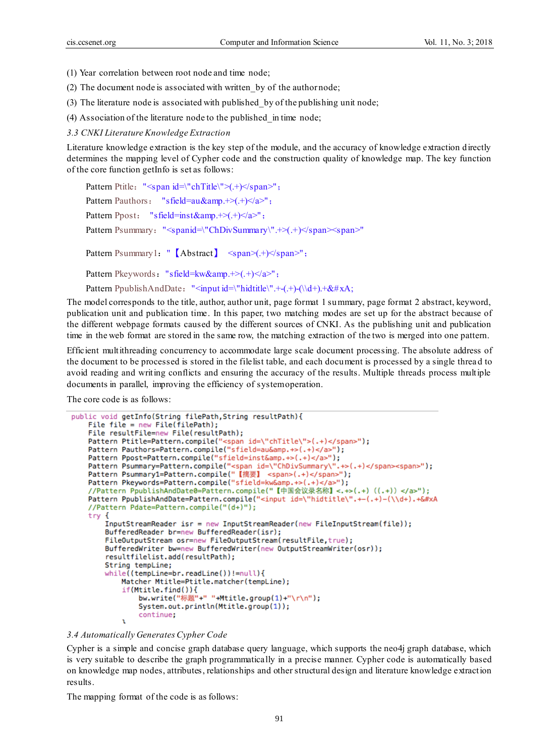(1) Year correlation between root node and time node;

(2) The document node is associated with written_by of the author node;

(3) The literature node is associated with published_by of the publishing unit node;

(4) Association of the literature node to the published_in time node;

### *3.3 CNKI Literature Knowledge Extraction*

Literature knowledge extraction is the key step of the module, and the accuracy of knowledge extraction directly determines the mapping level of Cypher code and the construction quality of knowledge map. The key function of the core function getInfo is set as follows:

Pattern Ptitle："<span id=\"chTitle\">(.+)</span>"；

Pattern Pauthors： "sfield=au&amp.+>(.+)</a>"；

Pattern Ppost： "sfield=inst&amp.+>(.+)</a>"；

Pattern Psummary："<spanid=\"ChDivSummary\".+>(.+)</span><span>"

Pattern Psummary1：" 【Abstract】 <span>(.+)</span>"；

Pattern Pkeywords："sfield=kw&amp.+>(.+)</a>"；

Pattern PpublishAndDate："<input id=\"hidtitle\".+-(.+)-(\\d+).+&#xA;

The model corresponds to the title, author, author unit, page format 1 summary, page format 2 abstract, keyword, publication unit and publication time. In this paper, two matching modes are set up for the abstract because of the different webpage formats caused by the different sources of CNKI. As the publishing unit and publication time in the web format are stored in the same row, the matching extraction of the two is merged into one pattern.

Efficient multithreading concurrency to accommodate large scale document processing. The absolute address of the document to be processed is stored in the filelist table, and each document is processed by a single thread to avoid reading and writing conflicts and ensuring the accuracy of the results. Multiple threads process multiple documents in parallel, improving the efficiency of systemoperation.

The core code is as follows:

```
public void getInfo(String filePath,String resultPath){
    File file = new File(filePath);
    File resultFile=new File(resultPath);
    Pattern Ptitle=Pattern.compile("<span id=\"chTitle\">(.+)</span>");
    Pattern Pauthors=Pattern.compile("sfield=au&amp.+>(.+)</a>");
    Pattern Ppost=Pattern.compile("sfield=inst&amp.+>(.+)</a>");
    Pattern Psummary=Pattern.compile("<span id=\"ChDivSummary\".+>(.+)</span><span>");
    Pattern Psummary1=Pattern.compile("【摘要】 <span>(.+)</span>");
    Pattern Pkeywords=Pattern.compile("sfield=kw&amp.+>(.+)</a>");
    //Pattern PpublishAndDate0=Pattern.compile("【中国会议录名称】<.+>(.+) ((.+)) </a>");
    Pattern PpublishAndDate=Pattern.compile("<input id=\"hidtitle\".+-(.+)-(\\d+).+&#xA
    //Pattern Pdate=Pattern.compile("(d+)");
    try {
        InputStreamReader isr = new InputStreamReader(new FileInputStream(file));
        BufferedReader br=new BufferedReader(isr);
        FileOutputStream osr=new FileOutputStream(resultFile,true);
        BufferedWriter bw=new BufferedWriter(new OutputStreamWriter(osr));
        resultfilelist.add(resultPath);
        String tempLine;
        while((tempLine=br.readLine())!=null){
            Matcher Mtitle=Ptitle.matcher(tempLine);
            if(Mtitle.find()){
                bw.write("标题"+" "+Mtitle.group(1)+"\r\n");
                System.out.println(Mtitle.group(1));
                continue;
            }
```

### *3.4 Automatically Generates Cypher Code*

Cypher is a simple and concise graph database query language, which supports the neo4j graph database, which is very suitable to describe the graph programmatically in a precise manner. Cypher code is automatically based on knowledge map nodes, attributes, relationships and other structural design and literature knowledge extraction results.

The mapping format of the code is as follows: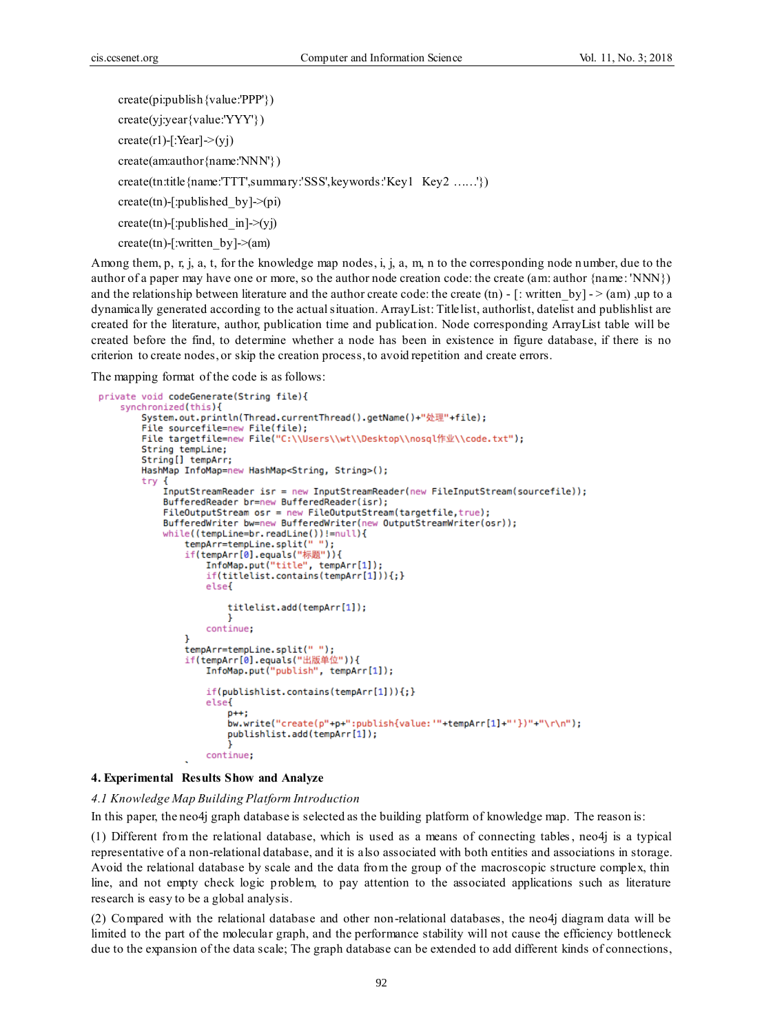create(pi:publish{value:'PPP'})

create(yj:year{value:'YYY'})

create(r1)-[:Year]->(yj)

create(am:author{name:'NNN'})

create(tn:title{name:'TTT',summary:'SSS',keywords:'Key1 Key2 ……'})

create(tn)-[:published_by]->(pi)

create(tn)-[:published_in]->(yj)

create(tn)-[:written_by]->(am)

Among them, p, r, j, a, t, for the knowledge map nodes, i, j, a, m, n to the corresponding node number, due to the author of a paper may have one or more, so the author node creation code: the create (am: author {name: 'NNN}) and the relationship between literature and the author create code: the create (tn) - [: written_by] - > (am) ,up to a dynamically generated according to the actual situation. ArrayList: Titlelist, authorlist, datelist and publishlist are created for the literature, author, publication time and publication. Node corresponding ArrayList table will be created before the find, to determine whether a node has been in existence in figure database, if there is no criterion to create nodes, or skip the creation process, to avoid repetition and create errors.

The mapping format of the code is as follows:

```
private void codeGenerate(String file){
    synchronized(this){
        System.out.println(Thread.currentThread().getName()+"处理"+file);
        File sourcefile=new File(file);
        File targetfile=new File("C:\\Users\\wt\\Desktop\\nosql作业\\code.txt");
        String tempLine;
        String[] tempArr;
        HashMap InfoMap=new HashMap<String, String>();
        try {
            InputStreamReader isr = new InputStreamReader(new FileInputStream(sourcefile));
            BufferedReader br=new BufferedReader(isr);
            FileOutputStream osr = new FileOutputStream(targetfile,true);
            BufferedWriter bw=new BufferedWriter(new OutputStreamWriter(osr));
            while((tempLine=br.readLine())!=null){
                tempArr=tempLine.split(" ");
                if(tempArr[0].equals("标题")){
                    InfoMap.put("title", tempArr[1]);
                    if(titlelist.contains(tempArr[1])){;}
                    else{

                        titlelist.add(tempArr[1]);
                        }
                    continue;
                }
                tempArr=tempLine.split(" ");
                if(tempArr[0].equals("出版单位")){
                    InfoMap.put("publish", tempArr[1]);

                    if(publishlist.contains(tempArr[1])){;}
                    else{
                        p++;
                        bw.write("create(p"+p+":publish{value:'"+tempArr[1]+"'})"+"\r\n");
                        publishlist.add(tempArr[1]);
                        }
                    continue;
```

## 4. Experimental Results Show and Analyze

### *4.1 Knowledge Map Building Platform Introduction*

In this paper, the neo4j graph database is selected as the building platform of knowledge map. The reason is:

(1) Different from the relational database, which is used as a means of connecting tables, neo4j is a typical representative of a non-relational database, and it is also associated with both entities and associations in storage. Avoid the relational database by scale and the data from the group of the macroscopic structure complex, thin line, and not empty check logic problem, to pay attention to the associated applications such as literature research is easy to be a global analysis.

(2) Compared with the relational database and other non-relational databases, the neo4j diagram data will be limited to the part of the molecular graph, and the performance stability will not cause the efficiency bottleneck due to the expansion of the data scale; The graph database can be extended to add different kinds of connections,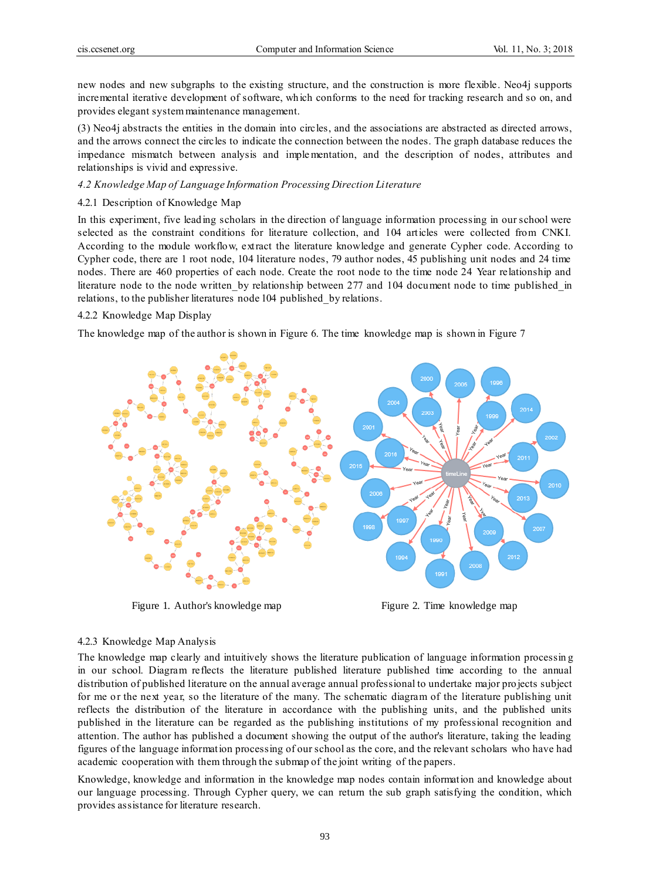new nodes and new subgraphs to the existing structure, and the construction is more flexible. Neo4j supports incremental iterative development of software, which conforms to the need for tracking research and so on, and provides elegant system maintenance management.

(3) Neo4j abstracts the entities in the domain into circles, and the associations are abstracted as directed arrows, and the arrows connect the circles to indicate the connection between the nodes. The graph database reduces the impedance mismatch between analysis and implementation, and the description of nodes, attributes and relationships is vivid and expressive.

### *4.2 Knowledge Map of Language Information Processing Direction Literature*

#### 4.2.1 Description of Knowledge Map

In this experiment, five leading scholars in the direction of language information processing in our school were selected as the constraint conditions for literature collection, and 104 articles were collected from CNKI. According to the module workflow, extract the literature knowledge and generate Cypher code. According to Cypher code, there are 1 root node, 104 literature nodes, 79 author nodes, 45 publishing unit nodes and 24 time nodes. There are 460 properties of each node. Create the root node to the time node 24 Year relationship and literature node to the node written_by relationship between 277 and 104 document node to time published_in relations, to the publisher literatures node 104 published_by relations.

#### 4.2.2 Knowledge Map Display

The knowledge map of the author is shown in Figure 6. The time knowledge map is shown in Figure 7

Figure 1. Author's knowledge map

Figure 2. Time knowledge map

#### 4.2.3 Knowledge Map Analysis

The knowledge map clearly and intuitively shows the literature publication of language information processing in our school. Diagram reflects the literature published literature published time according to the annual distribution of published literature on the annual average annual professional to undertake major projects subject for me or the next year, so the literature of the many. The schematic diagram of the literature publishing unit reflects the distribution of the literature in accordance with the publishing units, and the published units published in the literature can be regarded as the publishing institutions of my professional recognition and attention. The author has published a document showing the output of the author's literature, taking the leading figures of the language information processing of our school as the core, and the relevant scholars who have had academic cooperation with them through the submap of the joint writing of the papers.

Knowledge, knowledge and information in the knowledge map nodes contain information and knowledge about our language processing. Through Cypher query, we can return the sub graph satisfying the condition, which provides assistance for literature research.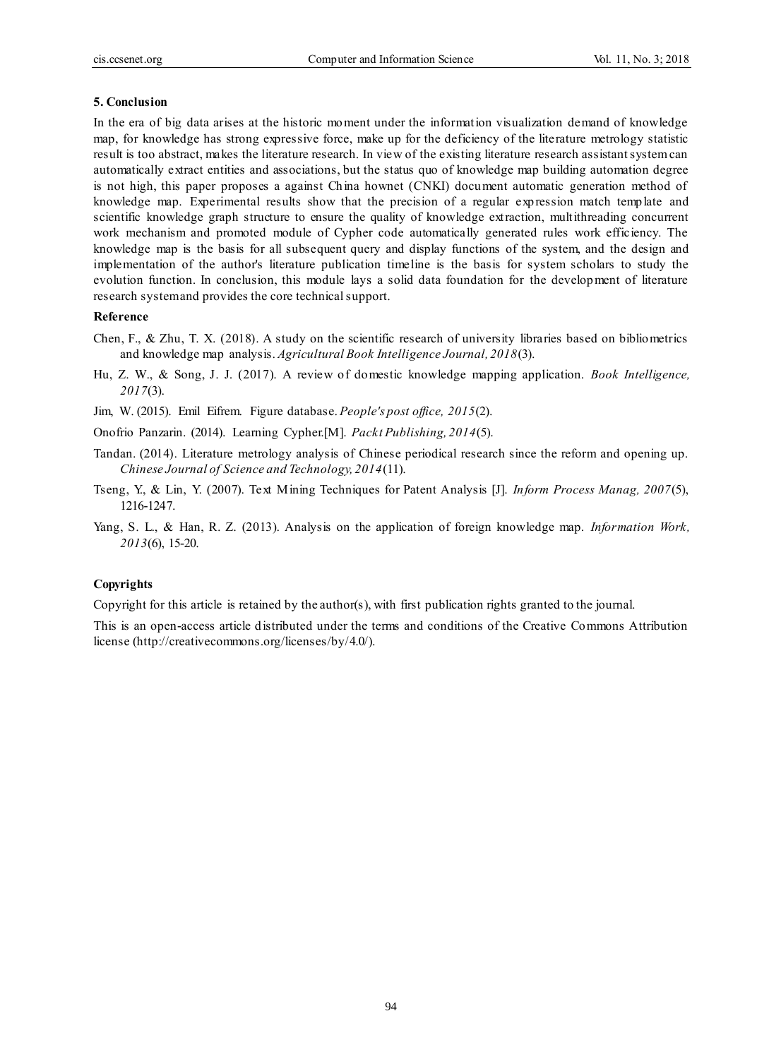## 5. Conclusion

In the era of big data arises at the historic moment under the information visualization demand of knowledge map, for knowledge has strong expressive force, make up for the deficiency of the literature metrology statistic result is too abstract, makes the literature research. In view of the existing literature research assistant system can automatically extract entities and associations, but the status quo of knowledge map building automation degree is not high, this paper proposes a against China hownet (CNKI) document automatic generation method of knowledge map. Experimental results show that the precision of a regular expression match template and scientific knowledge graph structure to ensure the quality of knowledge extraction, multithreading concurrent work mechanism and promoted module of Cypher code automatically generated rules work efficiency. The knowledge map is the basis for all subsequent query and display functions of the system, and the design and implementation of the author's literature publication timeline is the basis for system scholars to study the evolution function. In conclusion, this module lays a solid data foundation for the development of literature research systemand provides the core technical support.

## Reference

Chen, F., & Zhu, T. X. (2018). A study on the scientific research of university libraries based on bibliometrics and knowledge map analysis. *Agricultural Book Intelligence Journal, 2018*(3).

Hu, Z. W., & Song, J. J. (2017). A review of domestic knowledge mapping application. *Book Intelligence, 2017*(3).

Jim, W. (2015). Emil Eifrem. Figure database. *People's post office, 2015*(2).

Onofrio Panzarin. (2014). Learning Cypher.[M]. *Packt Publishing, 2014*(5).

Tandan. (2014). Literature metrology analysis of Chinese periodical research since the reform and opening up. *Chinese Journal of Science and Technology, 2014*(11).

Tseng, Y., & Lin, Y. (2007). Text Mining Techniques for Patent Analysis [J]. *Inform Process Manag, 2007*(5), 1216-1247.

Yang, S. L., & Han, R. Z. (2013). Analysis on the application of foreign knowledge map. *Information Work, 2013*(6), 15-20.

## Copyrights

Copyright for this article is retained by the author(s), with first publication rights granted to the journal.

This is an open-access article distributed under the terms and conditions of the Creative Commons Attribution license (http://creativecommons.org/licenses/by/4.0/).